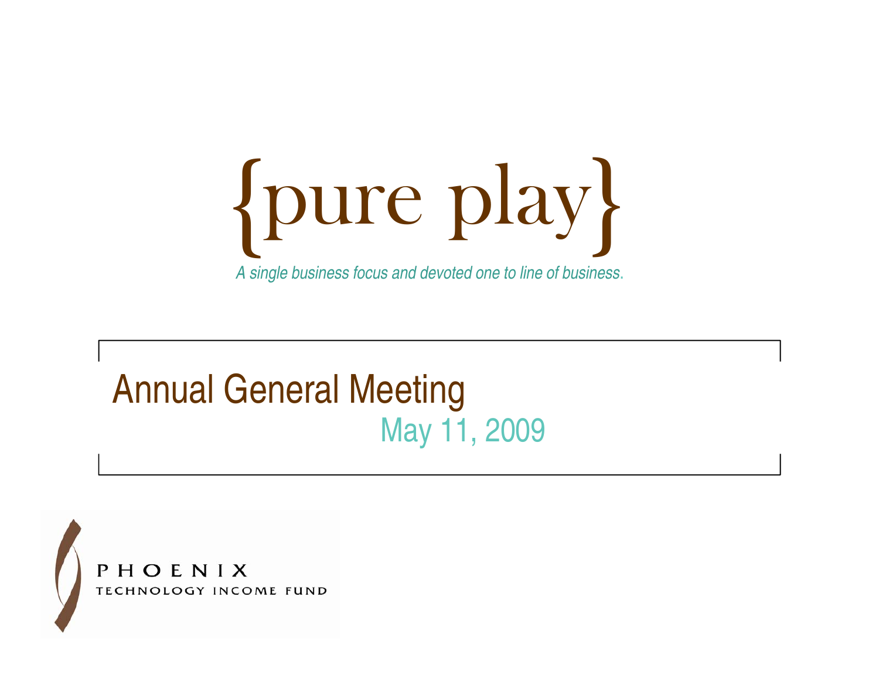# {pure play}

*A single business focus and devoted one to line of business.*

## Annual General Meeting

May 11, 2009

PHOENIX
TECHNOLOGY INCOME FUND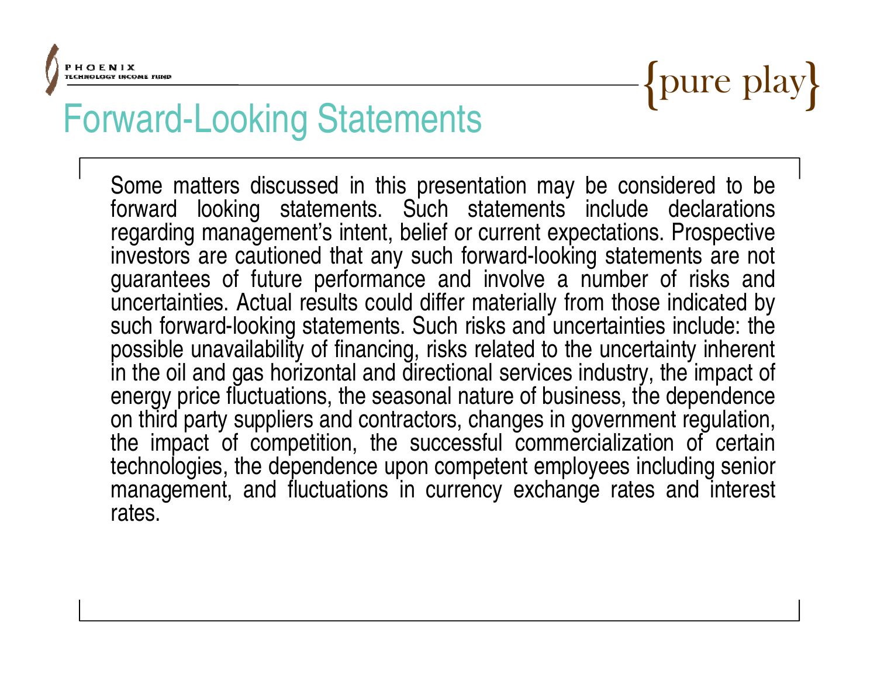# Forward-Looking Statements

Some matters discussed in this presentation may be considered to be forward looking statements. Such statements include declarations regarding management's intent, belief or current expectations. Prospective investors are cautioned that any such forward-looking statements are not guarantees of future performance and involve a number of risks and uncertainties. Actual results could differ materially from those indicated by such forward-looking statements. Such risks and uncertainties include: the possible unavailability of financing, risks related to the uncertainty inherent in the oil and gas horizontal and directional services industry, the impact of energy price fluctuations, the seasonal nature of business, the dependence on third party suppliers and contractors, changes in government regulation, the impact of competition, the successful commercialization of certain technologies, the dependence upon competent employees including senior management, and fluctuations in currency exchange rates and interest rates.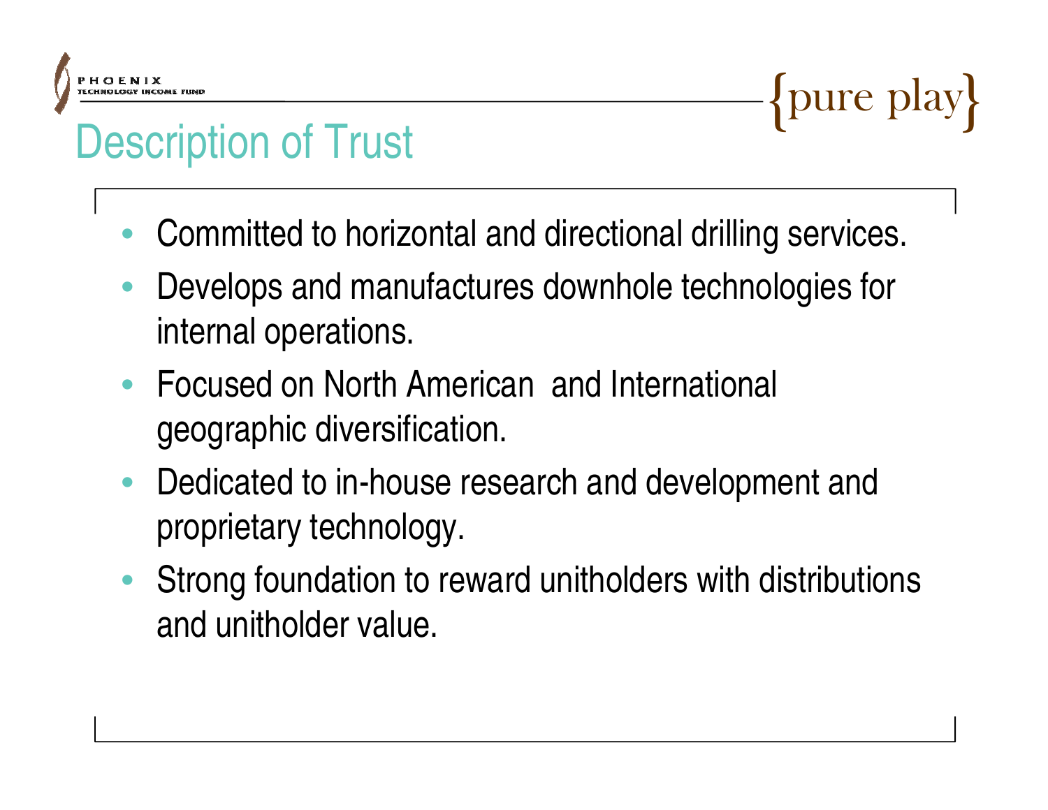# Description of Trust

- Committed to horizontal and directional drilling services.
- Develops and manufactures downhole technologies for internal operations.
- Focused on North American and International geographic diversification.
- Dedicated to in-house research and development and proprietary technology.
- Strong foundation to reward unitholders with distributions and unitholder value.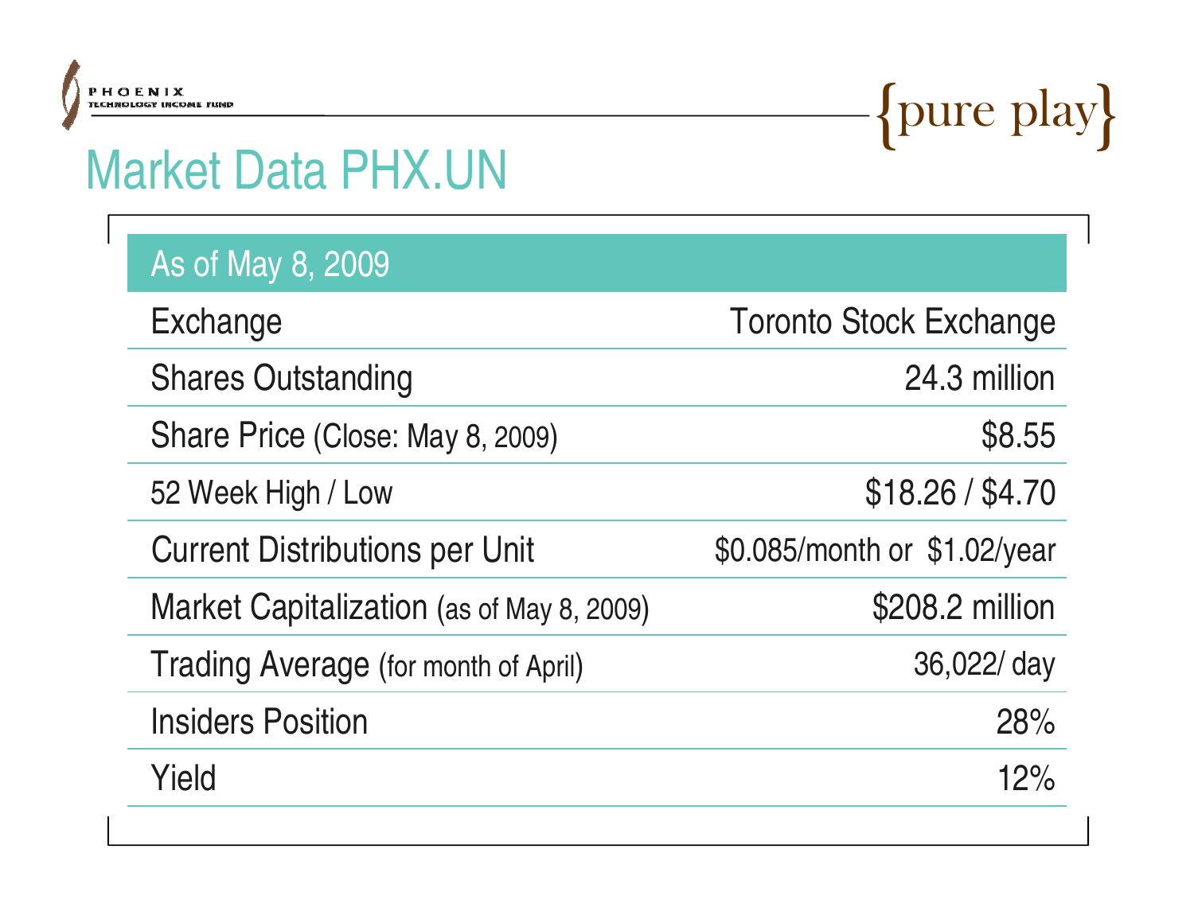# Market Data PHX.UN

| As of May 8, 2009 | |
|---|---|
| Exchange | Toronto Stock Exchange |
| Shares Outstanding | 24.3 million |
| Share Price (Close: May 8, 2009) | $8.55 |
| 52 Week High / Low | $18.26 / $4.70 |
| Current Distributions per Unit | $0.085/month or $1.02/year |
| Market Capitalization (as of May 8, 2009) | $208.2 million |
| Trading Average (for month of April) | 36,022/ day |
| Insiders Position | 28% |
| Yield | 12% |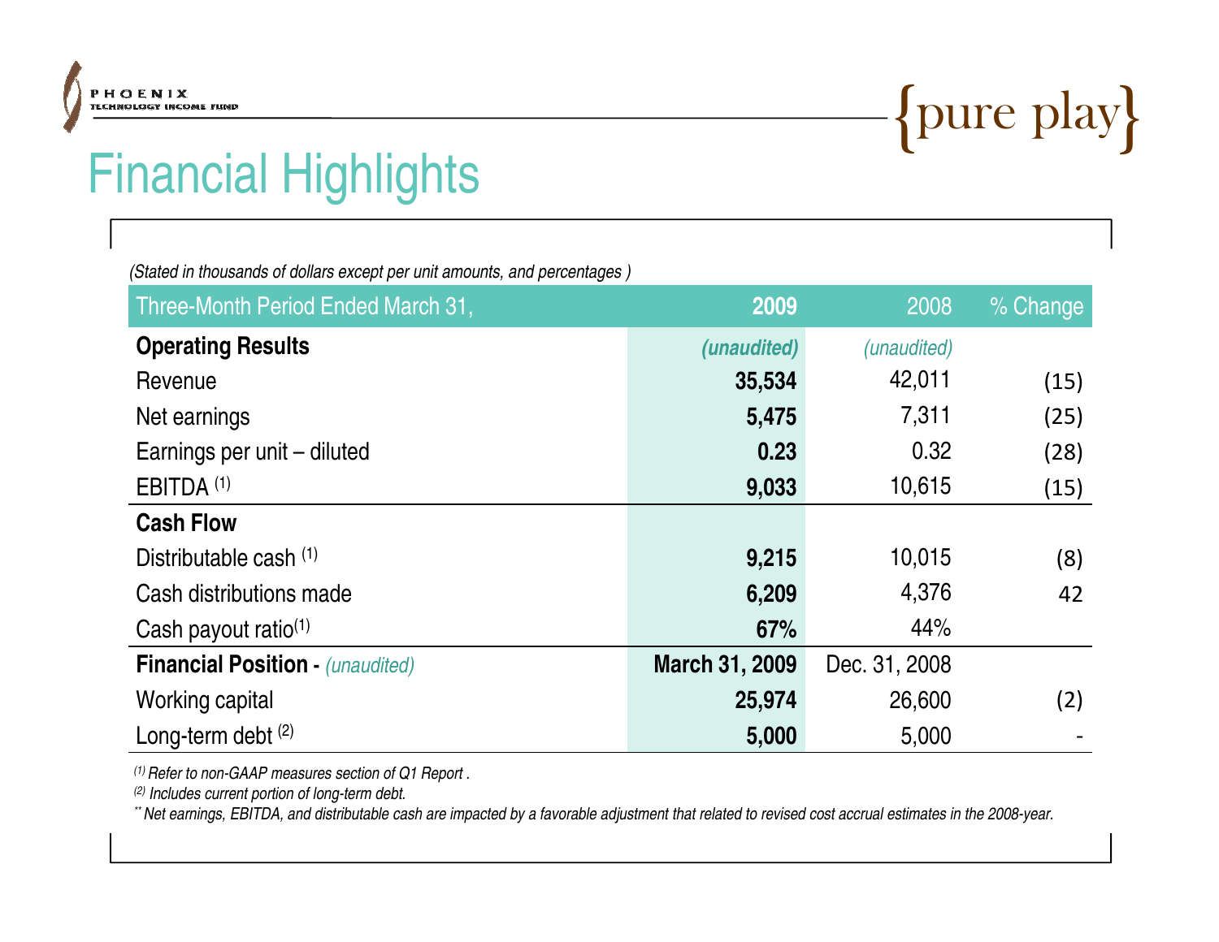# Financial Highlights

*(Stated in thousands of dollars except per unit amounts, and percentages )*

| Three-Month Period Ended March 31, | **2009** | 2008 | % Change |
|---|---|---|---|
| **Operating Results** | ***(unaudited)*** | *(unaudited)* | |
| Revenue | **35,534** | 42,011 | (15) |
| Net earnings | **5,475** | 7,311 | (25) |
| Earnings per unit – diluted | **0.23** | 0.32 | (28) |
| EBITDA [(1)] | **9,033** | 10,615 | (15) |
| **Cash Flow** | | | |
| Distributable cash [(1)] | **9,215** | 10,015 | (8) |
| Cash distributions made | **6,209** | 4,376 | 42 |
| Cash payout ratio[(1)] | **67%** | 44% | |
| **Financial Position -** *(unaudited)* | **March 31, 2009** | Dec. 31, 2008 | |
| Working capital | **25,974** | 26,600 | (2) |
| Long-term debt [(2)] | **5,000** | 5,000 | - |

*[(1)] Refer to non-GAAP measures section of Q1 Report .*

*[(2)] Includes current portion of long-term debt.*

*[**] Net earnings, EBITDA, and distributable cash are impacted by a favorable adjustment that related to revised cost accrual estimates in the 2008-year.*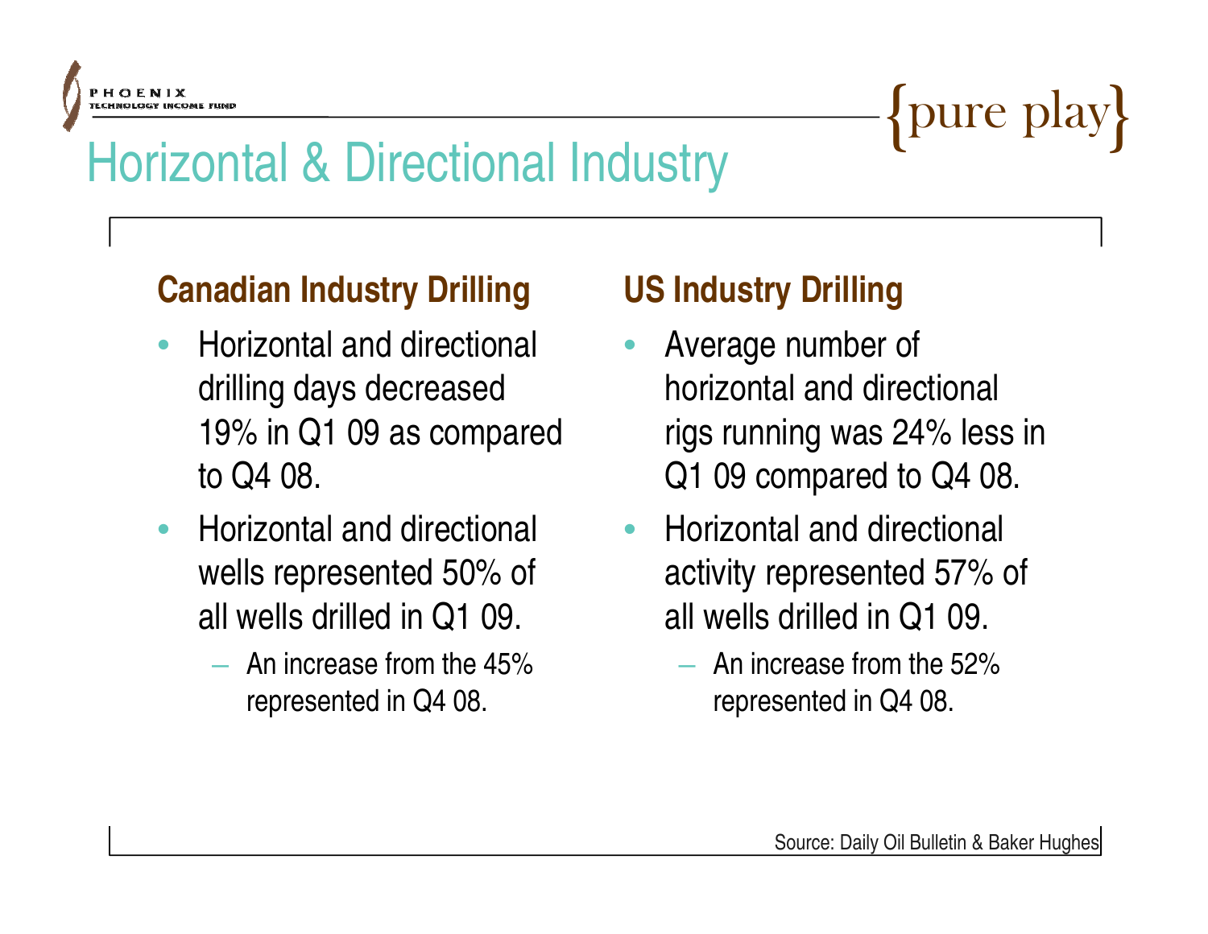# Horizontal & Directional Industry

## Canadian Industry Drilling

- Horizontal and directional drilling days decreased 19% in Q1 09 as compared to Q4 08.
- Horizontal and directional wells represented 50% of all wells drilled in Q1 09.
  - An increase from the 45% represented in Q4 08.

## US Industry Drilling

- Average number of horizontal and directional rigs running was 24% less in Q1 09 compared to Q4 08.
- Horizontal and directional activity represented 57% of all wells drilled in Q1 09.
  - An increase from the 52% represented in Q4 08.

Source: Daily Oil Bulletin & Baker Hughes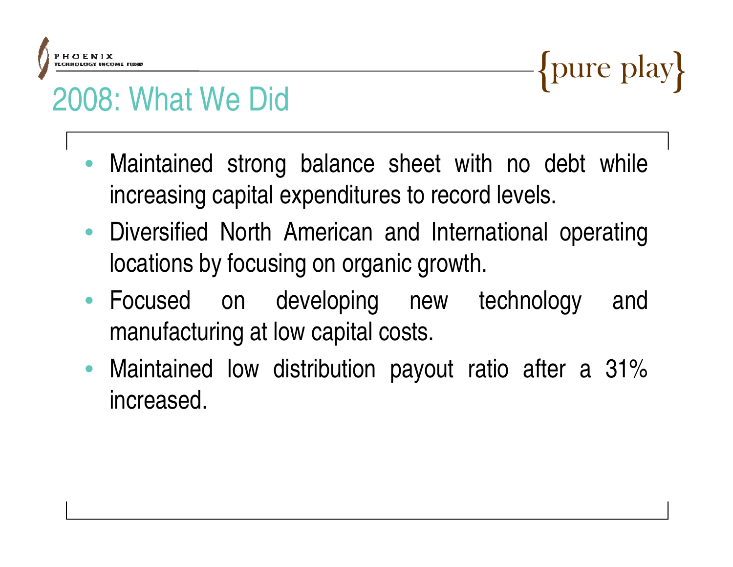# 2008: What We Did

- Maintained strong balance sheet with no debt while increasing capital expenditures to record levels.
- Diversified North American and International operating locations by focusing on organic growth.
- Focused on developing new technology and manufacturing at low capital costs.
- Maintained low distribution payout ratio after a 31% increased.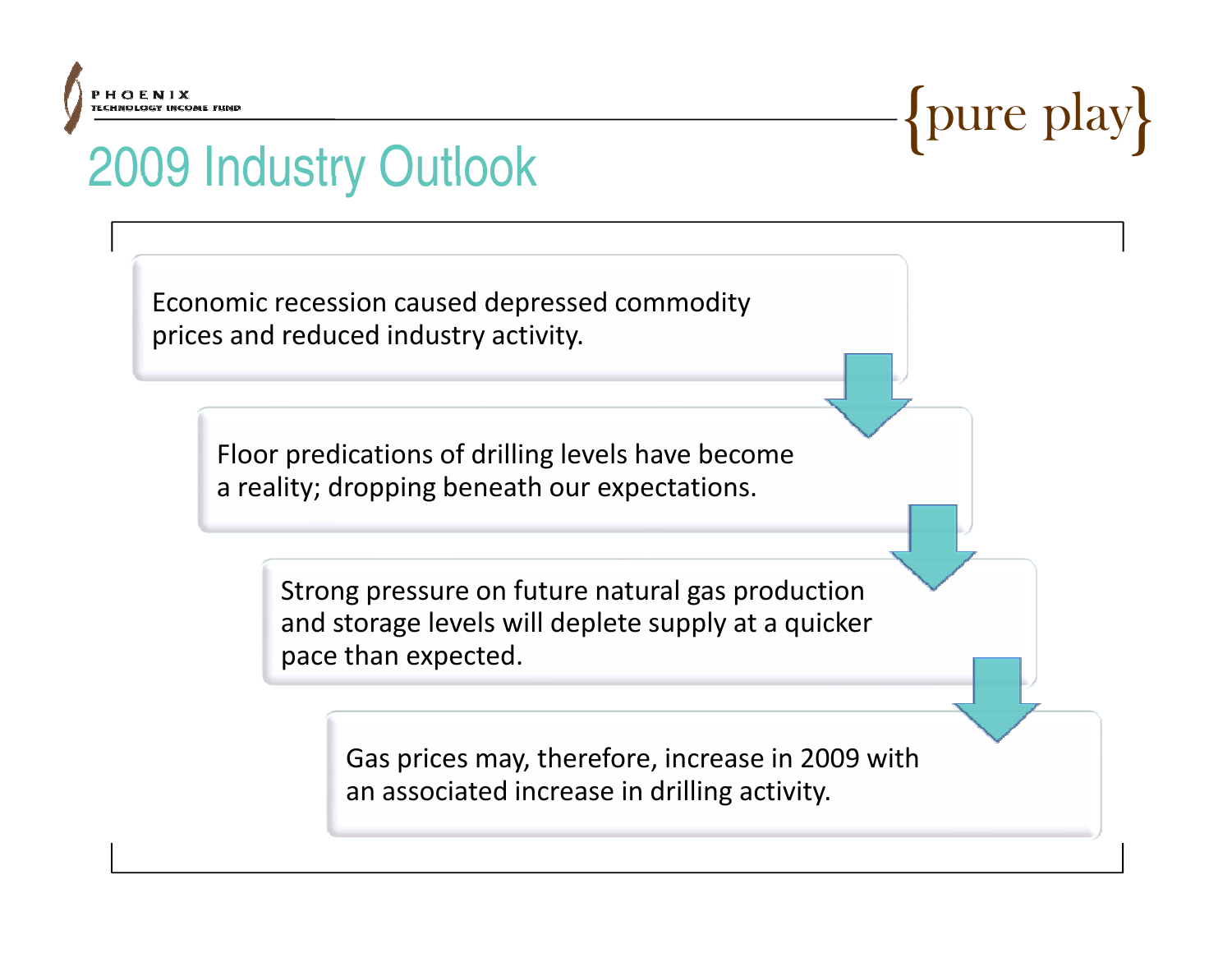# 2009 Industry Outlook

Economic recession caused depressed commodity prices and reduced industry activity.

Floor predications of drilling levels have become a reality; dropping beneath our expectations.

Strong pressure on future natural gas production and storage levels will deplete supply at a quicker pace than expected.

Gas prices may, therefore, increase in 2009 with an associated increase in drilling activity.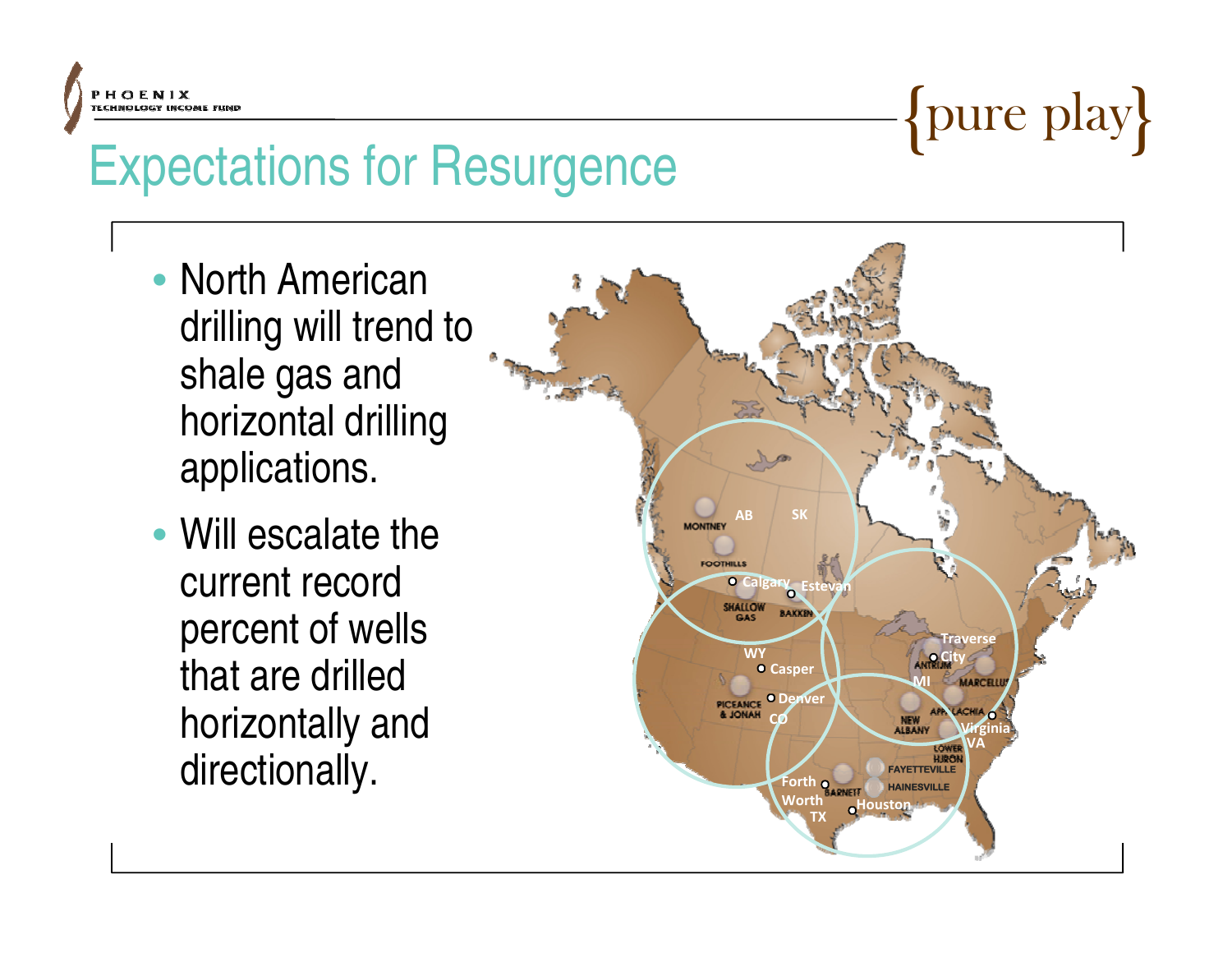# Expectations for Resurgence

- North American drilling will trend to shale gas and horizontal drilling applications.
- Will escalate the current record percent of wells that are drilled horizontally and directionally.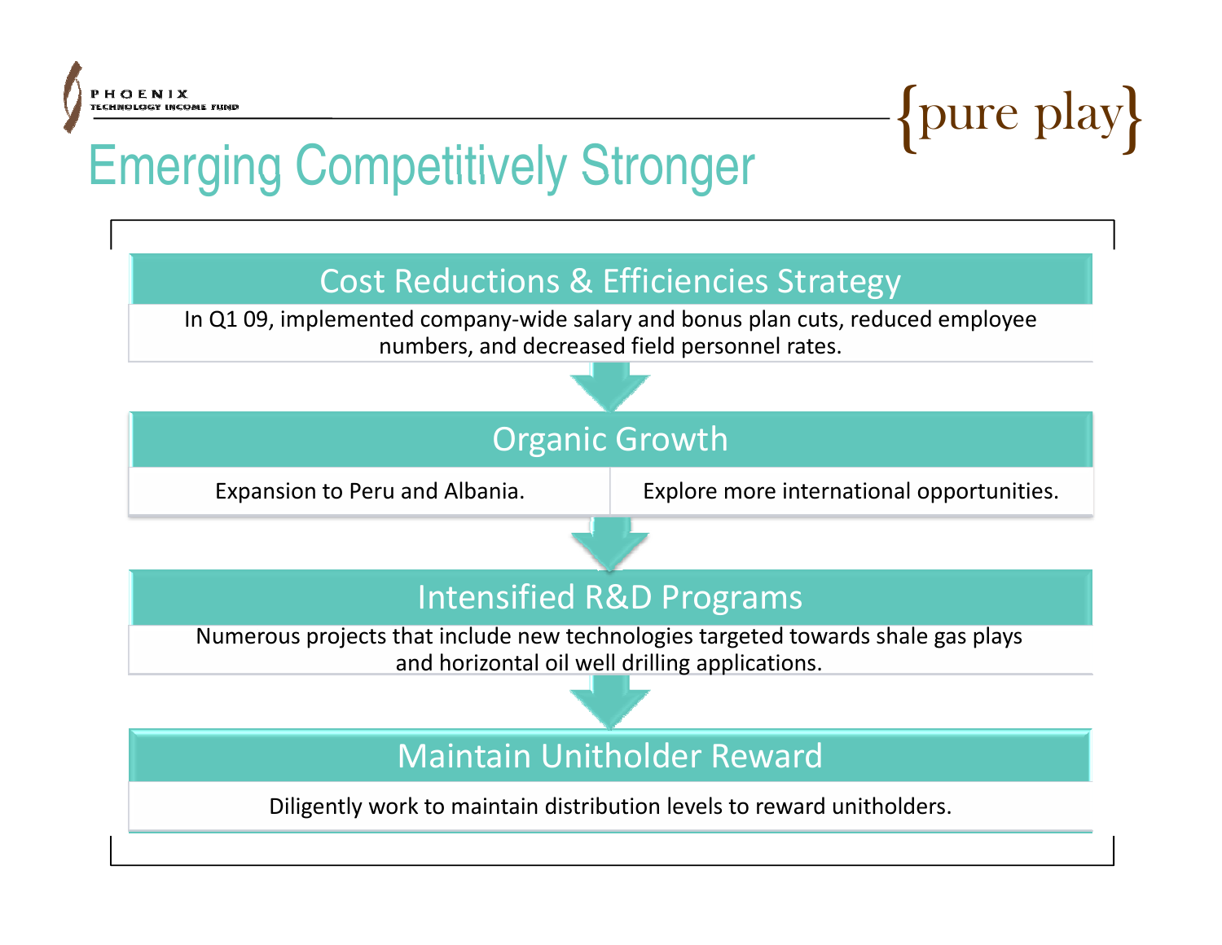# Emerging Competitively Stronger

{pure play}

## Cost Reductions & Efficiencies Strategy

In Q1 09, implemented company-wide salary and bonus plan cuts, reduced employee numbers, and decreased field personnel rates.

## Organic Growth

- Expansion to Peru and Albania.
- Explore more international opportunities.

## Intensified R&D Programs

Numerous projects that include new technologies targeted towards shale gas plays and horizontal oil well drilling applications.

## Maintain Unitholder Reward

Diligently work to maintain distribution levels to reward unitholders.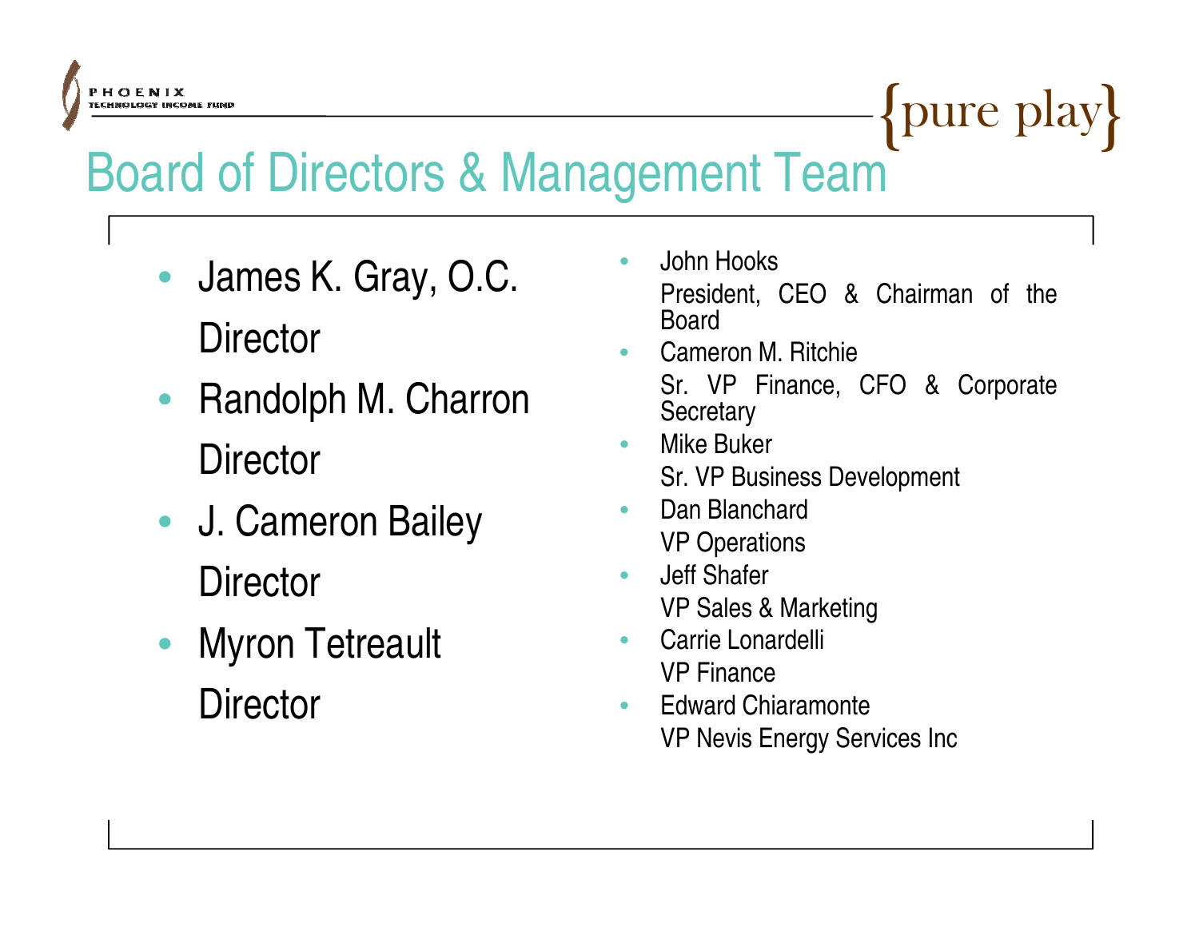# Board of Directors & Management Team

- James K. Gray, O.C.
  Director
- Randolph M. Charron
  Director
- J. Cameron Bailey
  Director
- Myron Tetreault
  Director

- John Hooks
  President, CEO & Chairman of the Board
- Cameron M. Ritchie
  Sr. VP Finance, CFO & Corporate Secretary
- Mike Buker
  Sr. VP Business Development
- Dan Blanchard
  VP Operations
- Jeff Shafer
  VP Sales & Marketing
- Carrie Lonardelli
  VP Finance
- Edward Chiaramonte
  VP Nevis Energy Services Inc